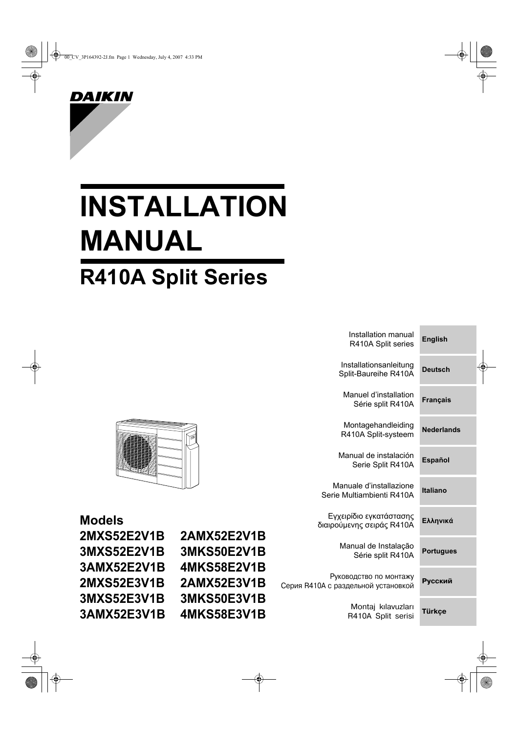DAIKIN

# INSTALLATION MANUAL

## R410A Split Series

### Models

| | |
|---|---|
| 2MXS52E2V1B | 2AMX52E2V1B |
| 3MXS52E2V1B | 3MKS50E2V1B |
| 3AMX52E2V1B | 4MKS58E2V1B |
| 2MXS52E3V1B | 2AMX52E3V1B |
| 3MXS52E3V1B | 3MKS50E3V1B |
| 3AMX52E3V1B | 4MKS58E3V1B |

| | |
|---|---|
| Installation manual R410A Split series | English |
| Installationsanleitung Split-Baureihe R410A | Deutsch |
| Manuel d'installation Série split R410A | Français |
| Montagehandleiding R410A Split-systeem | Nederlands |
| Manual de instalación Serie Split R410A | Español |
| Manuale d'installazione Serie Multiambienti R410A | Italiano |
| Εγχειρίδιο εγκατάστασης διαιρούμενης σειράς R410A | Ελληνικά |
| Manual de Instalação Série split R410A | Portugues |
| Руководство по монтажу Серия R410A с раздельной установкой | Русский |
| Montaj kılavuzları R410A Split serisi | Türkçe |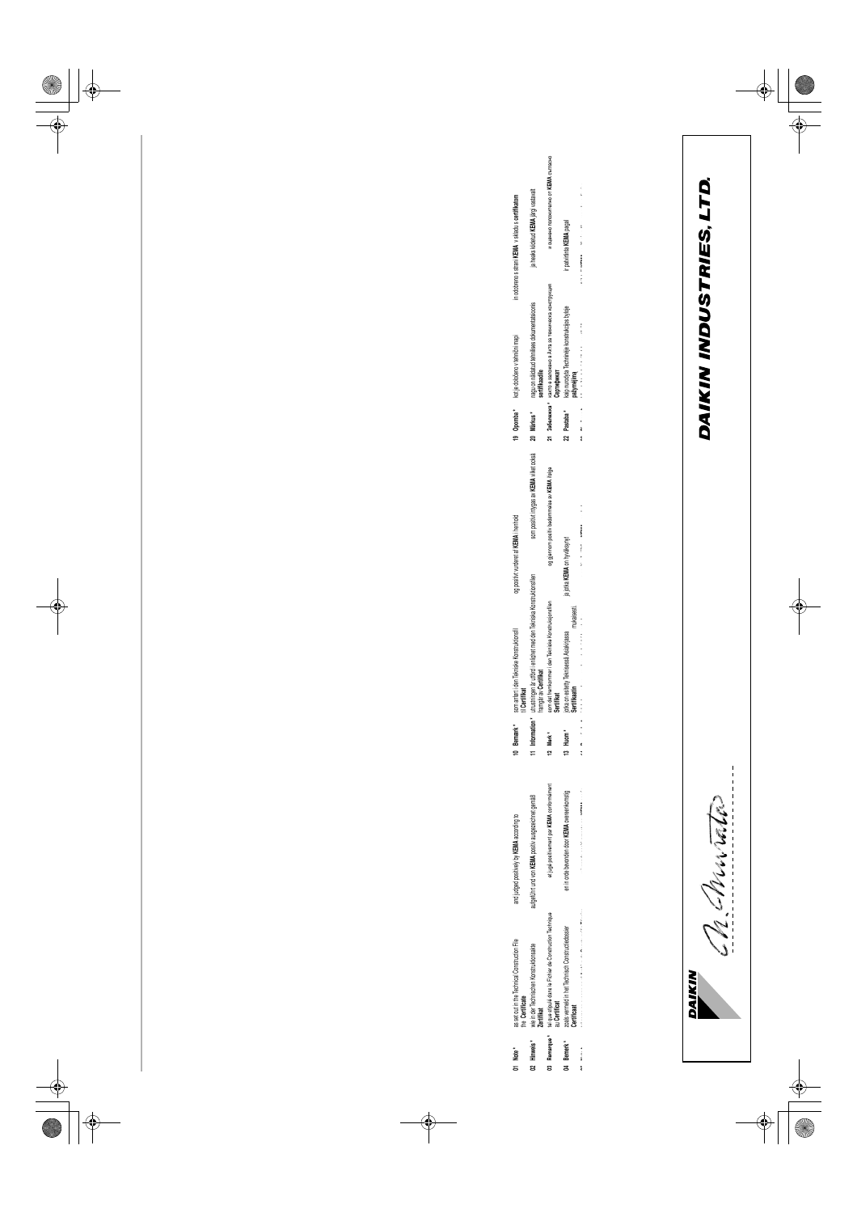| | | | |
|---|---|---|---|
| 01 Note * | as set out in the Technical Construction File **the Certificate** | and judged positively by **KEMA** according to | |
| 02 Hinweis * | wie in der Technischen Konstruktionsakte **Zertifikat** | aufgeführt und von **KEMA** positiv ausgezeichnet gemäß | |
| 03 Remarque * | tel que stipulé dans le Fichier de Construction Technique **au Certificat** | et jugé positivement par **KEMA** conformément | |
| 04 Bemerk * | zoals vermeld in het Technisch Constructiedossier **Certificaat** | en in orde bevonden door **KEMA** overeenkomstig | |
| 10 Bemærk * | som anført i den Tekniske Konstruktionsfil **Certifikat** | og positivt vurderet af **KEMA** i henhold til | |
| 11 Information * | utrustningen är utförd i enlighet med den Tekniska Konstruktionsfilen **Certifikat** | som positivt intygas av **KEMA** vilket också framgår av | |
| 12 Merk * | som det fremkommer i den Tekniske Konstruksjonsfilen **Sertifikat** | og gjennom positiv bedømmelse av **KEMA** ifølge | |
| 13 Huom * | jotka on esitetty Teknisessä Asiakirjassa **Sertifikaatin** | ja jotka **KEMA** on hyväksynyt mukaisesti. | |
| 19 Opomba * | kot je določeno v tehnični mapi **certifikatom** | in odobreno s strani **KEMA** v skladu s | |
| 20 Märkus * | nagu on näidatud tehnilises dokumentatsioonis **sertifikaadile** | ja heaks kiidetud **KEMA** järgi vastavalt | |
| 21 Забележка * | както е заложено в Акта за техническа конструкция **Сертификат** | и оценено положително от **KEMA** съгласно | |
| 22 Pastaba * | kaip nurodyta Techninėje konstrukcijos byloje **pažymėjimą** | ir patvirtinta **KEMA** pagal | |

**DAIKIN**

**DAIKIN INDUSTRIES, LTD.**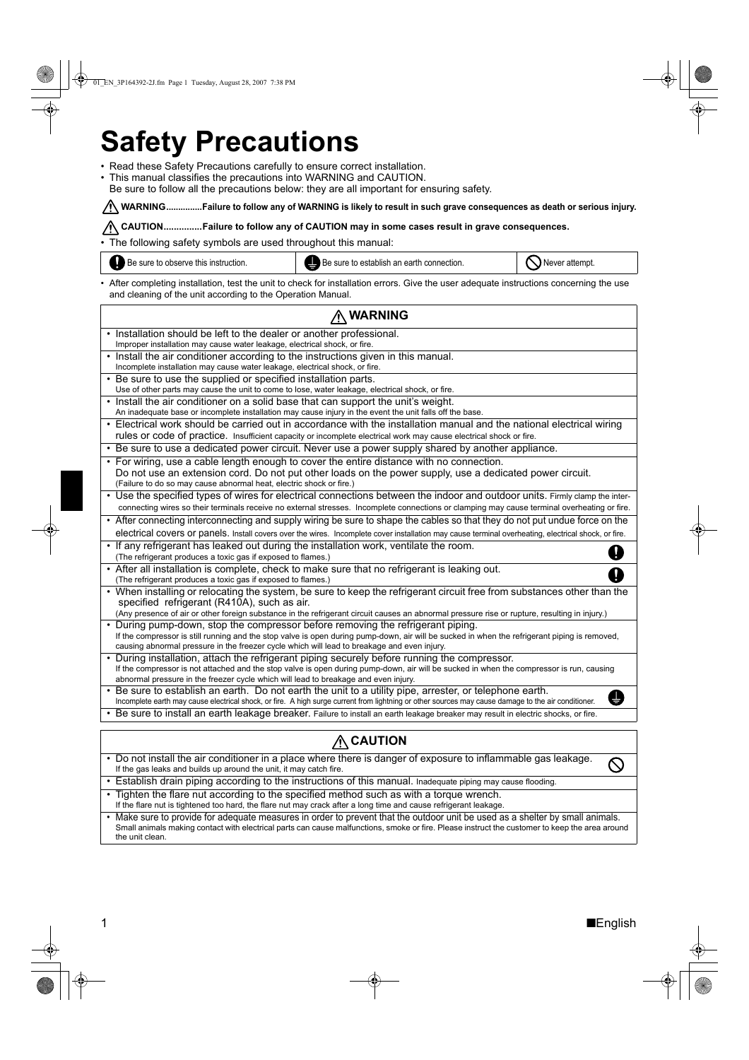# Safety Precautions

- Read these Safety Precautions carefully to ensure correct installation.
- This manual classifies the precautions into WARNING and CAUTION.
  Be sure to follow all the precautions below: they are all important for ensuring safety.

**⚠ WARNING...............Failure to follow any of WARNING is likely to result in such grave consequences as death or serious injury.**

**⚠ CAUTION...............Failure to follow any of CAUTION may in some cases result in grave consequences.**

- The following safety symbols are used throughout this manual:

| Be sure to observe this instruction. | Be sure to establish an earth connection. | Never attempt. |
|---|---|---|

- After completing installation, test the unit to check for installation errors. Give the user adequate instructions concerning the use and cleaning of the unit according to the Operation Manual.

## ⚠ WARNING

- Installation should be left to the dealer or another professional.
  Improper installation may cause water leakage, electrical shock, or fire.
- Install the air conditioner according to the instructions given in this manual.
  Incomplete installation may cause water leakage, electrical shock, or fire.
- Be sure to use the supplied or specified installation parts.
  Use of other parts may cause the unit to come to lose, water leakage, electrical shock, or fire.
- Install the air conditioner on a solid base that can support the unit's weight.
  An inadequate base or incomplete installation may cause injury in the event the unit falls off the base.
- Electrical work should be carried out in accordance with the installation manual and the national electrical wiring rules or code of practice. Insufficient capacity or incomplete electrical work may cause electrical shock or fire.
- Be sure to use a dedicated power circuit. Never use a power supply shared by another appliance.
- For wiring, use a cable length enough to cover the entire distance with no connection.
  Do not use an extension cord. Do not put other loads on the power supply, use a dedicated power circuit.
  (Failure to do so may cause abnormal heat, electric shock or fire.)
- Use the specified types of wires for electrical connections between the indoor and outdoor units. Firmly clamp the inter-connecting wires so their terminals receive no external stresses. Incomplete connections or clamping may cause terminal overheating or fire.
- After connecting interconnecting and supply wiring be sure to shape the cables so that they do not put undue force on the electrical covers or panels. Install covers over the wires. Incomplete cover installation may cause terminal overheating, electrical shock, or fire.
- If any refrigerant has leaked out during the installation work, ventilate the room.
  (The refrigerant produces a toxic gas if exposed to flames.)
- After all installation is complete, check to make sure that no refrigerant is leaking out.
  (The refrigerant produces a toxic gas if exposed to flames.)
- When installing or relocating the system, be sure to keep the refrigerant circuit free from substances other than the specified refrigerant (R410A), such as air.
  (Any presence of air or other foreign substance in the refrigerant circuit causes an abnormal pressure rise or rupture, resulting in injury.)
- During pump-down, stop the compressor before removing the refrigerant piping.
  If the compressor is still running and the stop valve is open during pump-down, air will be sucked in when the refrigerant piping is removed, causing abnormal pressure in the freezer cycle which will lead to breakage and even injury.
- During installation, attach the refrigerant piping securely before running the compressor.
  If the compressor is not attached and the stop valve is open during pump-down, air will be sucked in when the compressor is run, causing abnormal pressure in the freezer cycle which will lead to breakage and even injury.
- Be sure to establish an earth. Do not earth the unit to a utility pipe, arrester, or telephone earth.
  Incomplete earth may cause electrical shock, or fire. A high surge current from lightning or other sources may cause damage to the air conditioner.
- Be sure to install an earth leakage breaker. Failure to install an earth leakage breaker may result in electric shocks, or fire.

## ⚠ CAUTION

- Do not install the air conditioner in a place where there is danger of exposure to inflammable gas leakage.
  If the gas leaks and builds up around the unit, it may catch fire.
- Establish drain piping according to the instructions of this manual. Inadequate piping may cause flooding.
- Tighten the flare nut according to the specified method such as with a torque wrench.
  If the flare nut is tightened too hard, the flare nut may crack after a long time and cause refrigerant leakage.
- Make sure to provide for adequate measures in order to prevent that the outdoor unit be used as a shelter by small animals.
  Small animals making contact with electrical parts can cause malfunctions, smoke or fire. Please instruct the customer to keep the area around the unit clean.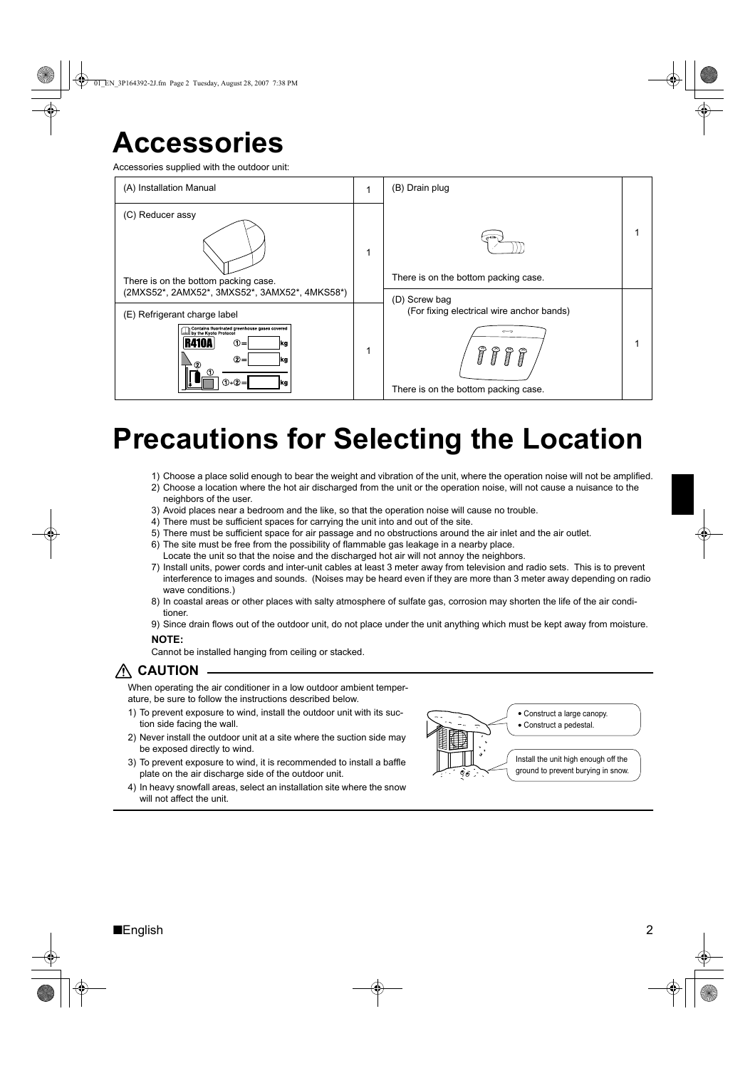# Accessories

Accessories supplied with the outdoor unit:

| Item | Qty | Item | Qty |
|---|---|---|---|
| (A) Installation Manual | 1 | (B) Drain plug<br>There is on the bottom packing case. | 1 |
| (C) Reducer assy<br>There is on the bottom packing case.<br>(2MXS52*, 2AMX52*, 3MXS52*, 3AMX52*, 4MKS58*) | 1 | | |
| (E) Refrigerant charge label<br>Contains fluorinated greenhouse gases covered by the Kyoto Protocol<br>R410A ①= kg ②= kg ①+②= kg | 1 | (D) Screw bag<br>(For fixing electrical wire anchor bands)<br>There is on the bottom packing case. | 1 |

# Precautions for Selecting the Location

1) Choose a place solid enough to bear the weight and vibration of the unit, where the operation noise will not be amplified.
2) Choose a location where the hot air discharged from the unit or the operation noise, will not cause a nuisance to the neighbors of the user.
3) Avoid places near a bedroom and the like, so that the operation noise will cause no trouble.
4) There must be sufficient spaces for carrying the unit into and out of the site.
5) There must be sufficient space for air passage and no obstructions around the air inlet and the air outlet.
6) The site must be free from the possibility of flammable gas leakage in a nearby place.
   Locate the unit so that the noise and the discharged hot air will not annoy the neighbors.
7) Install units, power cords and inter-unit cables at least 3 meter away from television and radio sets. This is to prevent interference to images and sounds. (Noises may be heard even if they are more than 3 meter away depending on radio wave conditions.)
8) In coastal areas or other places with salty atmosphere of sulfate gas, corrosion may shorten the life of the air conditioner.
9) Since drain flows out of the outdoor unit, do not place under the unit anything which must be kept away from moisture.

**NOTE:**

Cannot be installed hanging from ceiling or stacked.

## ⚠ CAUTION

When operating the air conditioner in a low outdoor ambient temperature, be sure to follow the instructions described below.

1) To prevent exposure to wind, install the outdoor unit with its suction side facing the wall.
2) Never install the outdoor unit at a site where the suction side may be exposed directly to wind.
3) To prevent exposure to wind, it is recommended to install a baffle plate on the air discharge side of the outdoor unit.
4) In heavy snowfall areas, select an installation site where the snow will not affect the unit.

- Construct a large canopy.
- Construct a pedestal.

Install the unit high enough off the ground to prevent burying in snow.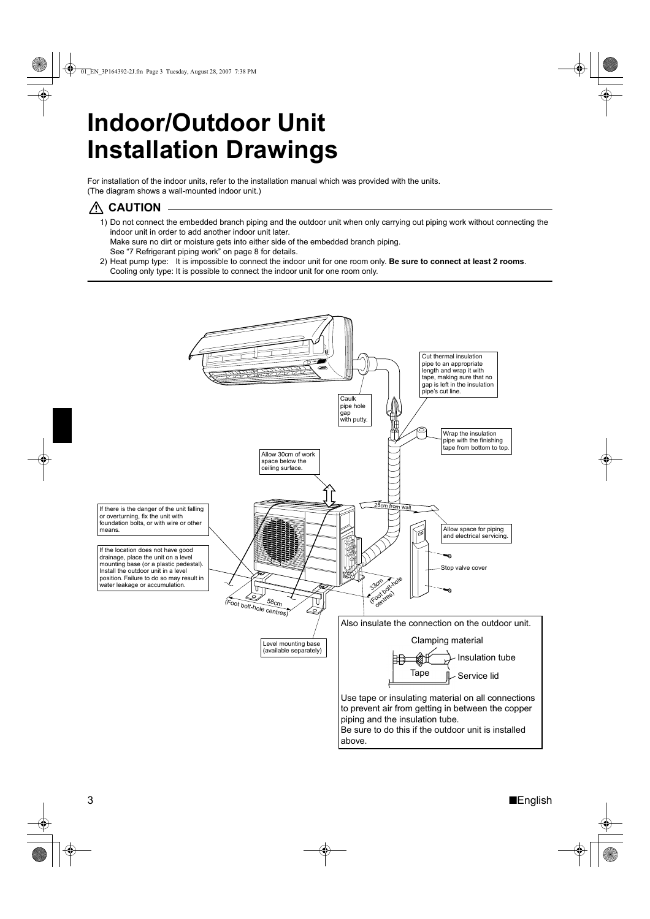# Indoor/Outdoor Unit Installation Drawings

For installation of the indoor units, refer to the installation manual which was provided with the units.
(The diagram shows a wall-mounted indoor unit.)

## ⚠ CAUTION

1) Do not connect the embedded branch piping and the outdoor unit when only carrying out piping work without connecting the indoor unit in order to add another indoor unit later.
   Make sure no dirt or moisture gets into either side of the embedded branch piping.
   See "7 Refrigerant piping work" on page 8 for details.
2) Heat pump type: It is impossible to connect the indoor unit for one room only. **Be sure to connect at least 2 rooms**.
   Cooling only type: It is possible to connect the indoor unit for one room only.

Cut thermal insulation pipe to an appropriate length and wrap it with tape, making sure that no gap is left in the insulation pipe's cut line.

Caulk pipe hole gap with putty.

Wrap the insulation pipe with the finishing tape from bottom to top.

Allow 30cm of work space below the ceiling surface.

25cm from wall

If there is the danger of the unit falling or overturning, fix the unit with foundation bolts, or with wire or other means.

Allow space for piping and electrical servicing.

If the location does not have good drainage, place the unit on a level mounting base (or a plastic pedestal). Install the outdoor unit in a level position. Failure to do so may result in water leakage or accumulation.

Stop valve cover

33cm (Foot bolt-hole centres)

58cm (Foot bolt-hole centres)

Level mounting base (available separately)

Also insulate the connection on the outdoor unit.

Clamping material

Insulation tube

Tape

Service lid

Use tape or insulating material on all connections to prevent air from getting in between the copper piping and the insulation tube.
Be sure to do this if the outdoor unit is installed above.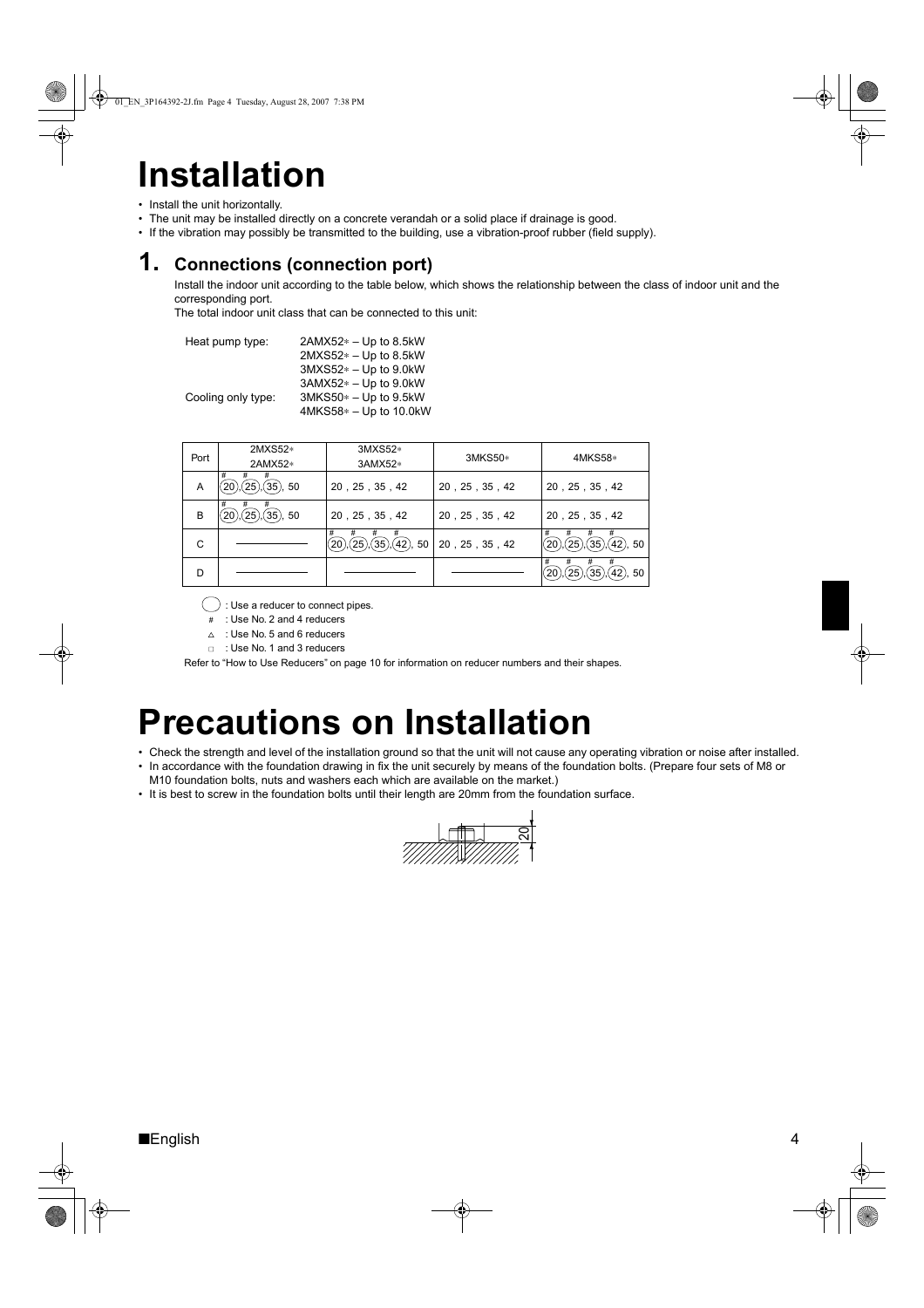# Installation

- Install the unit horizontally.
- The unit may be installed directly on a concrete verandah or a solid place if drainage is good.
- If the vibration may possibly be transmitted to the building, use a vibration-proof rubber (field supply).

## 1. Connections (connection port)

Install the indoor unit according to the table below, which shows the relationship between the class of indoor unit and the corresponding port.

The total indoor unit class that can be connected to this unit:

| | |
|---|---|
| Heat pump type: | 2AMX52* – Up to 8.5kW |
| | 2MXS52* – Up to 8.5kW |
| | 3MXS52* – Up to 9.0kW |
| | 3AMX52* – Up to 9.0kW |
| Cooling only type: | 3MKS50* – Up to 9.5kW |
| | 4MKS58* – Up to 10.0kW |

| Port | 2MXS52* 2AMX52* | 3MXS52* 3AMX52* | 3MKS50* | 4MKS58* |
|---|---|---|---|---|
| A | (20)#, (25)#, (35)#, 50 | 20, 25, 35, 42 | 20, 25, 35, 42 | 20, 25, 35, 42 |
| B | (20)#, (25)#, (35)#, 50 | 20, 25, 35, 42 | 20, 25, 35, 42 | 20, 25, 35, 42 |
| C | ——— | (20)#, (25)#, (35)#, (42)#, 50 | 20, 25, 35, 42 | (20)#, (25)#, (35)#, (42)#, 50 |
| D | ——— | ——— | ——— | (20)#, (25)#, (35)#, (42)#, 50 |

( ) : Use a reducer to connect pipes.

# : Use No. 2 and 4 reducers

△ : Use No. 5 and 6 reducers

□ : Use No. 1 and 3 reducers

Refer to "How to Use Reducers" on page 10 for information on reducer numbers and their shapes.

# Precautions on Installation

- Check the strength and level of the installation ground so that the unit will not cause any operating vibration or noise after installed.
- In accordance with the foundation drawing in fix the unit securely by means of the foundation bolts. (Prepare four sets of M8 or M10 foundation bolts, nuts and washers each which are available on the market.)
- It is best to screw in the foundation bolts until their length are 20mm from the foundation surface.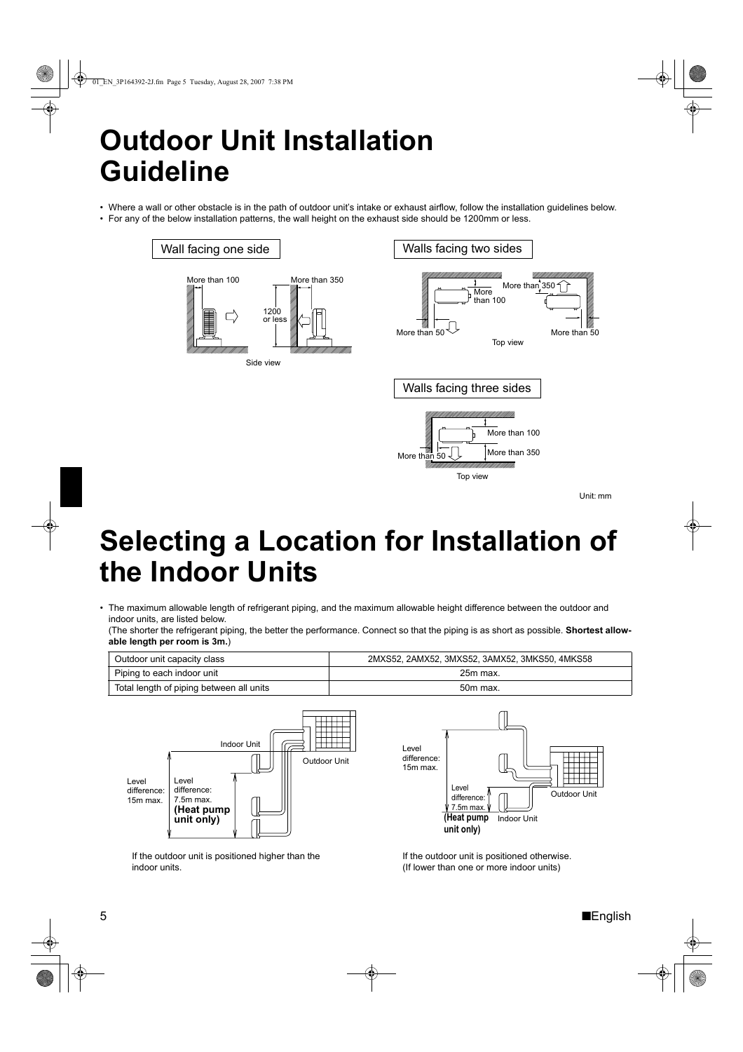# Outdoor Unit Installation Guideline

- Where a wall or other obstacle is in the path of outdoor unit's intake or exhaust airflow, follow the installation guidelines below.
- For any of the below installation patterns, the wall height on the exhaust side should be 1200mm or less.

Wall facing one side

More than 100

More than 350

1200 or less

Side view

Walls facing two sides

More than 100

More than 350

More than 50

More than 50

Top view

Walls facing three sides

More than 100

More than 350

More than 50

Top view

Unit: mm

# Selecting a Location for Installation of the Indoor Units

- The maximum allowable length of refrigerant piping, and the maximum allowable height difference between the outdoor and indoor units, are listed below.
  (The shorter the refrigerant piping, the better the performance. Connect so that the piping is as short as possible. **Shortest allowable length per room is 3m.**)

| Outdoor unit capacity class | 2MXS52, 2AMX52, 3MXS52, 3AMX52, 3MKS50, 4MKS58 |
|---|---|
| Piping to each indoor unit | 25m max. |
| Total length of piping between all units | 50m max. |

Indoor Unit

Outdoor Unit

Level difference: 15m max.

Level difference: 7.5m max. **(Heat pump unit only)**

If the outdoor unit is positioned higher than the indoor units.

Level difference: 15m max.

Level difference: 7.5m max. **(Heat pump unit only)**

Outdoor Unit

Indoor Unit

If the outdoor unit is positioned otherwise. (If lower than one or more indoor units)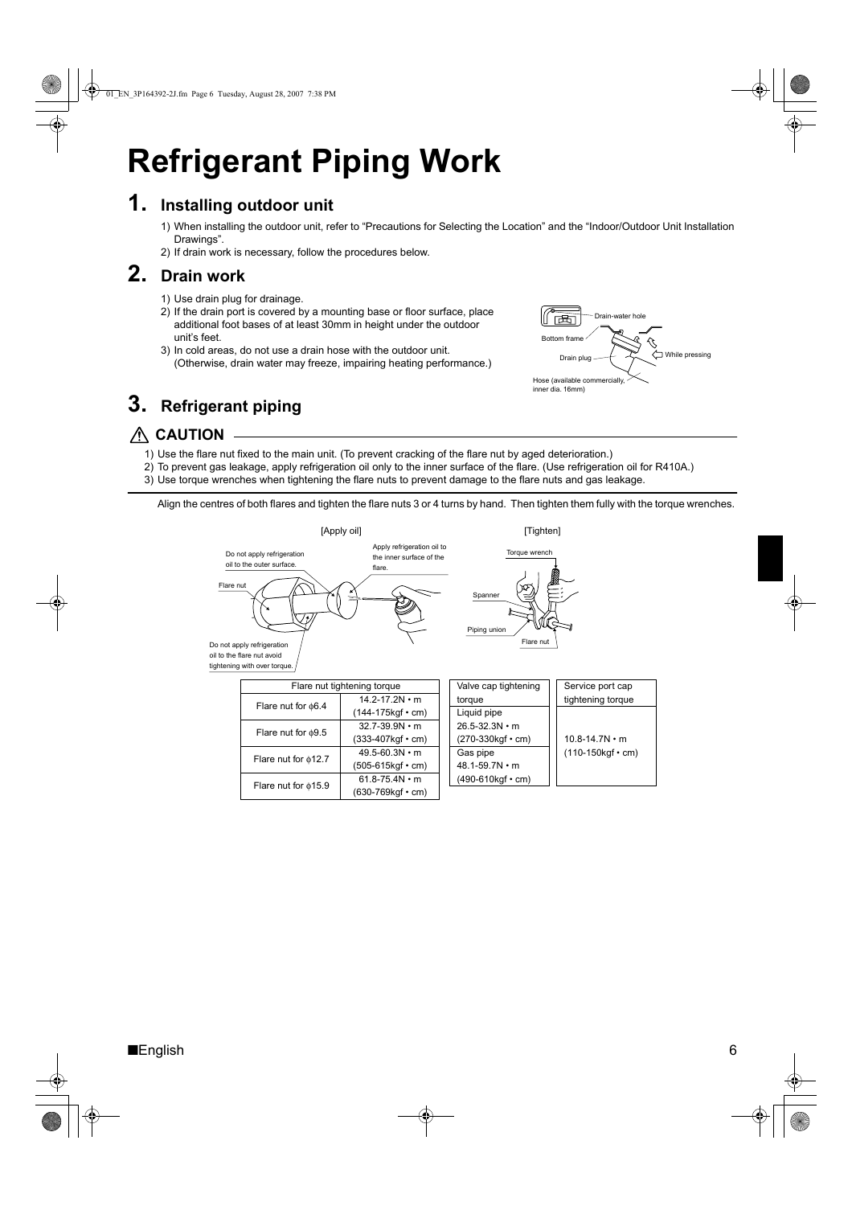# Refrigerant Piping Work

## 1. Installing outdoor unit

1) When installing the outdoor unit, refer to "Precautions for Selecting the Location" and the "Indoor/Outdoor Unit Installation Drawings".
2) If drain work is necessary, follow the procedures below.

## 2. Drain work

1) Use drain plug for drainage.
2) If the drain port is covered by a mounting base or floor surface, place additional foot bases of at least 30mm in height under the outdoor unit's feet.
3) In cold areas, do not use a drain hose with the outdoor unit. (Otherwise, drain water may freeze, impairing heating performance.)

Drain-water hole
Bottom frame
Drain plug
While pressing
Hose (available commercially, inner dia. 16mm)

## 3. Refrigerant piping

### ⚠ CAUTION

1) Use the flare nut fixed to the main unit. (To prevent cracking of the flare nut by aged deterioration.)
2) To prevent gas leakage, apply refrigeration oil only to the inner surface of the flare. (Use refrigeration oil for R410A.)
3) Use torque wrenches when tightening the flare nuts to prevent damage to the flare nuts and gas leakage.

Align the centres of both flares and tighten the flare nuts 3 or 4 turns by hand. Then tighten them fully with the torque wrenches.

[Apply oil]

Do not apply refrigeration oil to the outer surface.
Apply refrigeration oil to the inner surface of the flare.
Flare nut
Do not apply refrigeration oil to the flare nut avoid tightening with over torque.

[Tighten]

Torque wrench
Spanner
Piping union
Flare nut

| Flare nut tightening torque | |
|---|---|
| Flare nut for ϕ6.4 | 14.2-17.2N • m (144-175kgf • cm) |
| Flare nut for ϕ9.5 | 32.7-39.9N • m (333-407kgf • cm) |
| Flare nut for ϕ12.7 | 49.5-60.3N • m (505-615kgf • cm) |
| Flare nut for ϕ15.9 | 61.8-75.4N • m (630-769kgf • cm) |

| Valve cap tightening torque |
|---|
| Liquid pipe 26.5-32.3N • m (270-330kgf • cm) |
| Gas pipe 48.1-59.7N • m (490-610kgf • cm) |

| Service port cap tightening torque |
|---|
| 10.8-14.7N • m (110-150kgf • cm) |

■English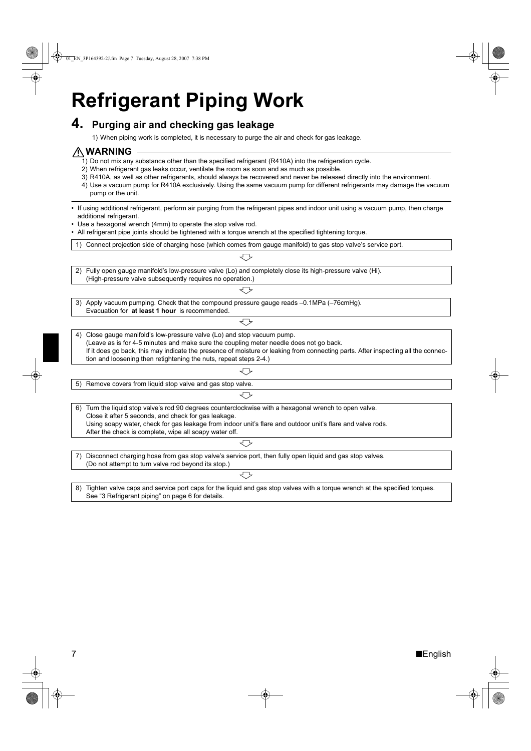# Refrigerant Piping Work

## 4. Purging air and checking gas leakage

1) When piping work is completed, it is necessary to purge the air and check for gas leakage.

### ⚠ WARNING

1) Do not mix any substance other than the specified refrigerant (R410A) into the refrigeration cycle.
2) When refrigerant gas leaks occur, ventilate the room as soon and as much as possible.
3) R410A, as well as other refrigerants, should always be recovered and never be released directly into the environment.
4) Use a vacuum pump for R410A exclusively. Using the same vacuum pump for different refrigerants may damage the vacuum pump or the unit.

- If using additional refrigerant, perform air purging from the refrigerant pipes and indoor unit using a vacuum pump, then charge additional refrigerant.
- Use a hexagonal wrench (4mm) to operate the stop valve rod.
- All refrigerant pipe joints should be tightened with a torque wrench at the specified tightening torque.

1) Connect projection side of charging hose (which comes from gauge manifold) to gas stop valve's service port.

↓

2) Fully open gauge manifold's low-pressure valve (Lo) and completely close its high-pressure valve (Hi).
(High-pressure valve subsequently requires no operation.)

↓

3) Apply vacuum pumping. Check that the compound pressure gauge reads –0.1MPa (–76cmHg).
Evacuation for **at least 1 hour** is recommended.

↓

4) Close gauge manifold's low-pressure valve (Lo) and stop vacuum pump.
(Leave as is for 4-5 minutes and make sure the coupling meter needle does not go back.
If it does go back, this may indicate the presence of moisture or leaking from connecting parts. After inspecting all the connection and loosening then retightening the nuts, repeat steps 2-4.)

↓

5) Remove covers from liquid stop valve and gas stop valve.

↓

6) Turn the liquid stop valve's rod 90 degrees counterclockwise with a hexagonal wrench to open valve.
Close it after 5 seconds, and check for gas leakage.
Using soapy water, check for gas leakage from indoor unit's flare and outdoor unit's flare and valve rods.
After the check is complete, wipe all soapy water off.

↓

7) Disconnect charging hose from gas stop valve's service port, then fully open liquid and gas stop valves.
(Do not attempt to turn valve rod beyond its stop.)

↓

8) Tighten valve caps and service port caps for the liquid and gas stop valves with a torque wrench at the specified torques.
See "3 Refrigerant piping" on page 6 for details.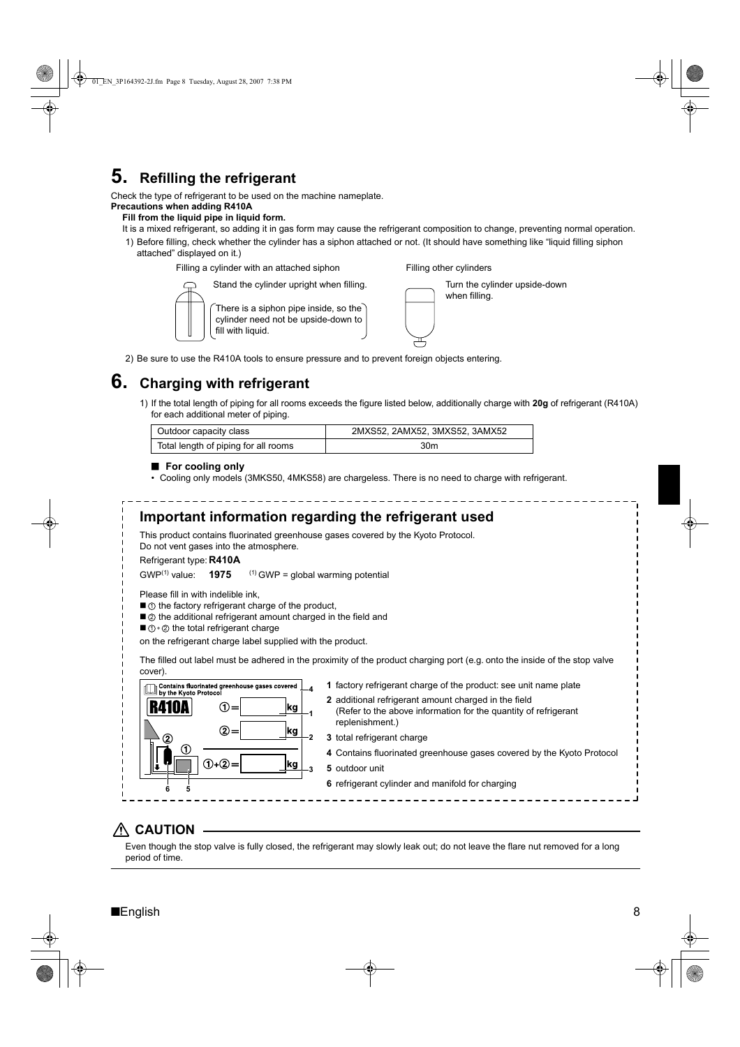## 5. Refilling the refrigerant

Check the type of refrigerant to be used on the machine nameplate.

**Precautions when adding R410A**

**Fill from the liquid pipe in liquid form.**

It is a mixed refrigerant, so adding it in gas form may cause the refrigerant composition to change, preventing normal operation.

1) Before filling, check whether the cylinder has a siphon attached or not. (It should have something like "liquid filling siphon attached" displayed on it.)

Filling a cylinder with an attached siphon

Stand the cylinder upright when filling.

There is a siphon pipe inside, so the cylinder need not be upside-down to fill with liquid.

Filling other cylinders

Turn the cylinder upside-down when filling.

2) Be sure to use the R410A tools to ensure pressure and to prevent foreign objects entering.

## 6. Charging with refrigerant

1) If the total length of piping for all rooms exceeds the figure listed below, additionally charge with **20g** of refrigerant (R410A) for each additional meter of piping.

| Outdoor capacity class | 2MXS52, 2AMX52, 3MXS52, 3AMX52 |
|---|---|
| Total length of piping for all rooms | 30m |

■ **For cooling only**

- Cooling only models (3MKS50, 4MKS58) are chargeless. There is no need to charge with refrigerant.

### Important information regarding the refrigerant used

This product contains fluorinated greenhouse gases covered by the Kyoto Protocol.
Do not vent gases into the atmosphere.

Refrigerant type: **R410A**

GWP[(1)] value: **1975** [(1)] GWP = global warming potential

Please fill in with indelible ink,

- ■ ① the factory refrigerant charge of the product,
- ■ ② the additional refrigerant amount charged in the field and
- ■ ①+② the total refrigerant charge

on the refrigerant charge label supplied with the product.

The filled out label must be adhered in the proximity of the product charging port (e.g. onto the inside of the stop valve cover).

Contains fluorinated greenhouse gases covered by the Kyoto Protocol

R410A

① = kg

② = kg

①+② = kg

1. factory refrigerant charge of the product: see unit name plate
2. additional refrigerant amount charged in the field (Refer to the above information for the quantity of refrigerant replenishment.)
3. total refrigerant charge
4. Contains fluorinated greenhouse gases covered by the Kyoto Protocol
5. outdoor unit
6. refrigerant cylinder and manifold for charging

### ⚠ CAUTION

Even though the stop valve is fully closed, the refrigerant may slowly leak out; do not leave the flare nut removed for a long period of time.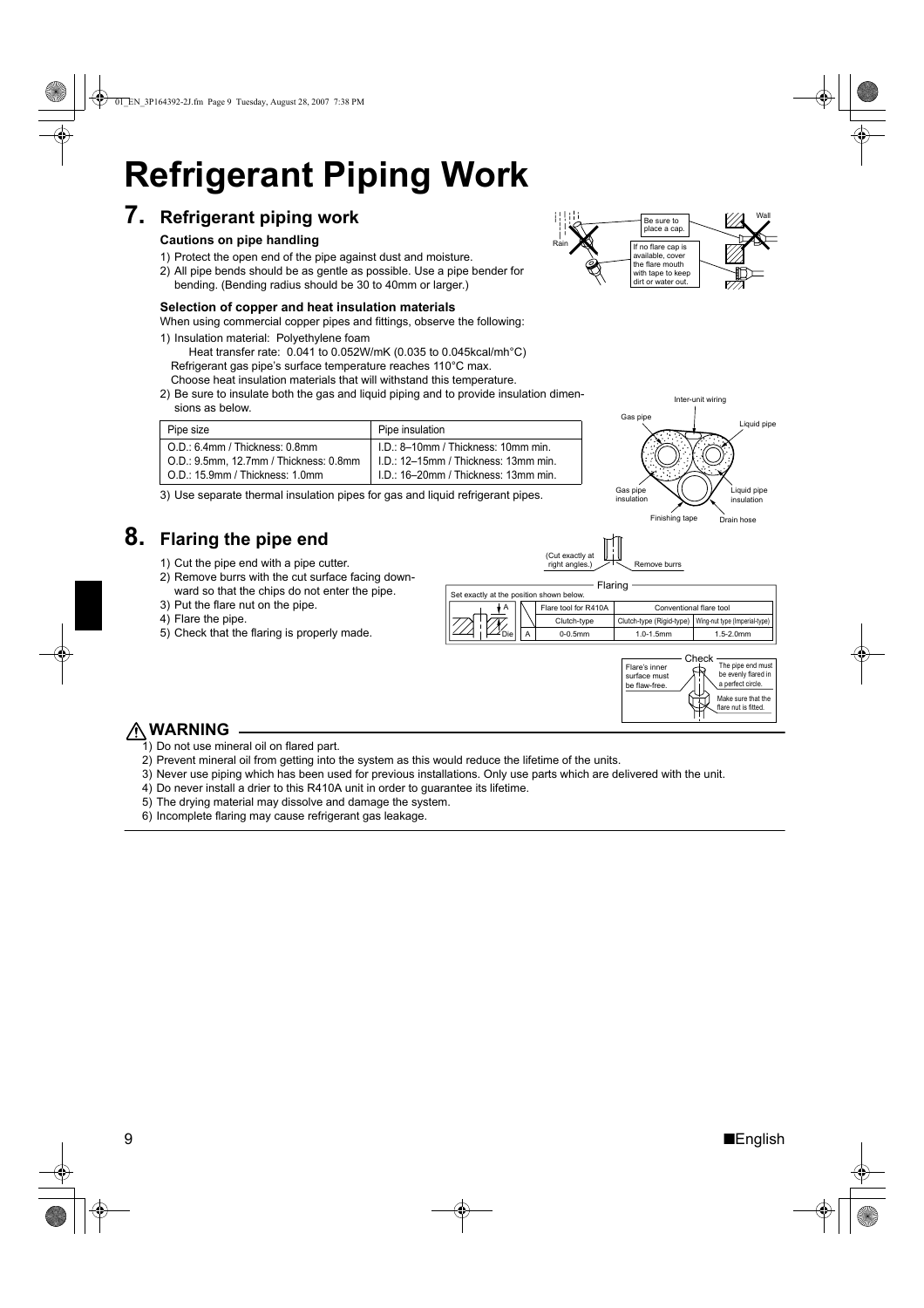# Refrigerant Piping Work

## 7. Refrigerant piping work

### Cautions on pipe handling

1) Protect the open end of the pipe against dust and moisture.
2) All pipe bends should be as gentle as possible. Use a pipe bender for bending. (Bending radius should be 30 to 40mm or larger.)

Rain

Be sure to place a cap.

If no flare cap is available, cover the flare mouth with tape to keep dirt or water out.

Wall

### Selection of copper and heat insulation materials

When using commercial copper pipes and fittings, observe the following:

1) Insulation material: Polyethylene foam
   Heat transfer rate: 0.041 to 0.052W/mK (0.035 to 0.045kcal/mh°C)
   Refrigerant gas pipe's surface temperature reaches 110°C max.
   Choose heat insulation materials that will withstand this temperature.
2) Be sure to insulate both the gas and liquid piping and to provide insulation dimensions as below.

| Pipe size | Pipe insulation |
|---|---|
| O.D.: 6.4mm / Thickness: 0.8mm | I.D.: 8–10mm / Thickness: 10mm min. |
| O.D.: 9.5mm, 12.7mm / Thickness: 0.8mm | I.D.: 12–15mm / Thickness: 13mm min. |
| O.D.: 15.9mm / Thickness: 1.0mm | I.D.: 16–20mm / Thickness: 13mm min. |

3) Use separate thermal insulation pipes for gas and liquid refrigerant pipes.

Inter-unit wiring, Gas pipe, Liquid pipe, Gas pipe insulation, Liquid pipe insulation, Finishing tape, Drain hose

## 8. Flaring the pipe end

1) Cut the pipe end with a pipe cutter.
2) Remove burrs with the cut surface facing downward so that the chips do not enter the pipe.
3) Put the flare nut on the pipe.
4) Flare the pipe.
5) Check that the flaring is properly made.

(Cut exactly at right angles.) Remove burrs

Flaring

Set exactly at the position shown below.

| | Flare tool for R410A | Conventional flare tool | |
|---|---|---|---|
| | Clutch-type | Clutch-type (Rigid-type) | Wing-nut type (Imperial-type) |
| A | 0-0.5mm | 1.0-1.5mm | 1.5-2.0mm |

Check

Flare's inner surface must be flaw-free.

The pipe end must be evenly flared in a perfect circle.

Make sure that the flare nut is fitted.

### ⚠ WARNING

1) Do not use mineral oil on flared part.
2) Prevent mineral oil from getting into the system as this would reduce the lifetime of the units.
3) Never use piping which has been used for previous installations. Only use parts which are delivered with the unit.
4) Do never install a drier to this R410A unit in order to guarantee its lifetime.
5) The drying material may dissolve and damage the system.
6) Incomplete flaring may cause refrigerant gas leakage.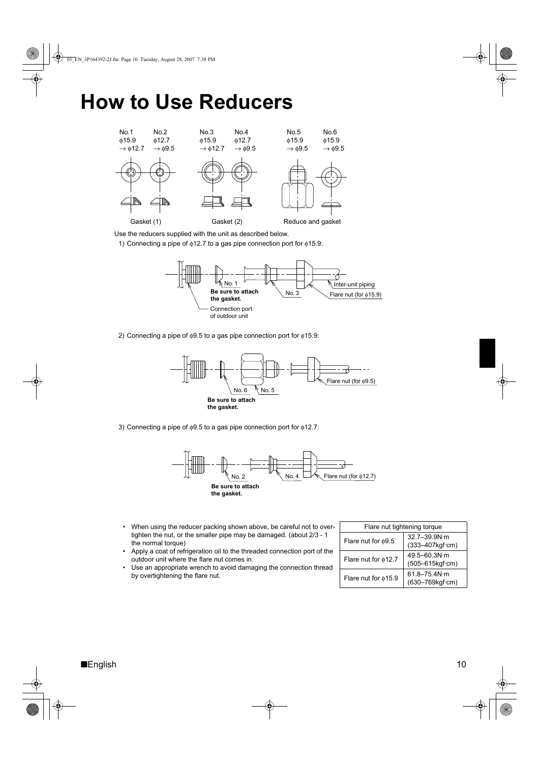# How to Use Reducers

| No.1 | No.2 | No.3 | No.4 | No.5 | No.6 |
|---|---|---|---|---|---|
| ϕ15.9 → ϕ12.7 | ϕ12.7 → ϕ9.5 | ϕ15.9 → ϕ12.7 | ϕ12.7 → ϕ9.5 | ϕ15.9 → ϕ9.5 | ϕ15.9 → ϕ9.5 |
| Gasket (1) | | Gasket (2) | | Reduce and gasket | |

Use the reducers supplied with the unit as described below.

1) Connecting a pipe of ϕ12.7 to a gas pipe connection port for ϕ15.9:

No. 1 — **Be sure to attach the gasket.**
No. 3
Inter-unit piping
Flare nut (for ϕ15.9)
Connection port of outdoor unit

2) Connecting a pipe of ϕ9.5 to a gas pipe connection port for ϕ15.9:

No. 6 — **Be sure to attach the gasket.**
No. 5
Flare nut (for ϕ9.5)

3) Connecting a pipe of ϕ9.5 to a gas pipe connection port for ϕ12.7:

No. 2 — **Be sure to attach the gasket.**
No. 4
Flare nut (for ϕ12.7)

- When using the reducer packing shown above, be careful not to over-tighten the nut, or the smaller pipe may be damaged. (about 2/3 - 1 the normal torque)
- Apply a coat of refrigeration oil to the threaded connection port of the outdoor unit where the flare nut comes in.
- Use an appropriate wrench to avoid damaging the connection thread by overtightening the flare nut.

| Flare nut tightening torque | |
|---|---|
| Flare nut for ϕ9.5 | 32.7–39.9N·m (333–407kgf·cm) |
| Flare nut for ϕ12.7 | 49.5–60.3N·m (505–615kgf·cm) |
| Flare nut for ϕ15.9 | 61.8–75.4N·m (630–769kgf·cm) |

■English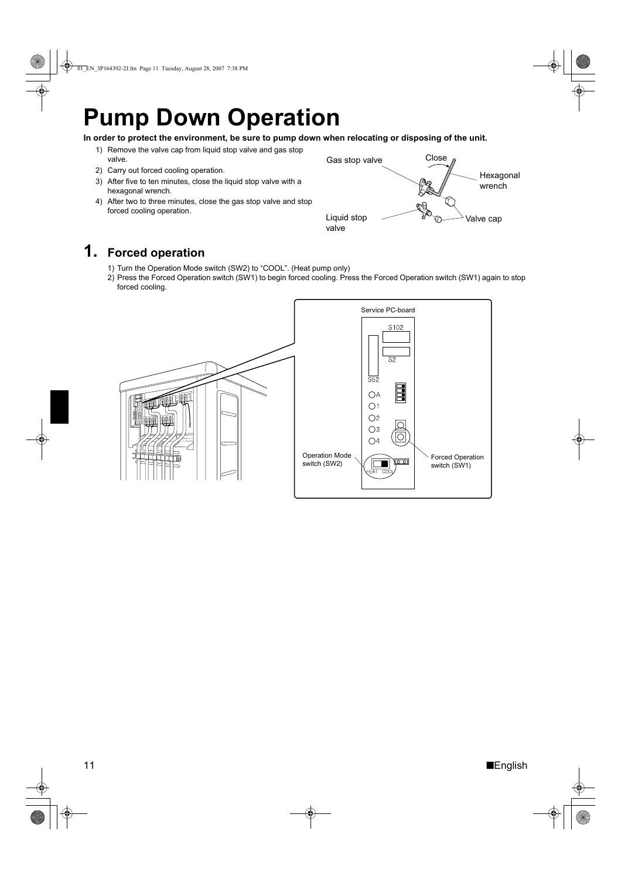# Pump Down Operation

**In order to protect the environment, be sure to pump down when relocating or disposing of the unit.**

1) Remove the valve cap from liquid stop valve and gas stop valve.
2) Carry out forced cooling operation.
3) After five to ten minutes, close the liquid stop valve with a hexagonal wrench.
4) After two to three minutes, close the gas stop valve and stop forced cooling operation.

Gas stop valve
Close
Hexagonal wrench
Liquid stop valve
Valve cap

## 1. Forced operation

1) Turn the Operation Mode switch (SW2) to “COOL”. (Heat pump only)
2) Press the Forced Operation switch (SW1) to begin forced cooling. Press the Forced Operation switch (SW1) again to stop forced cooling.

Service PC-board
S102
S2
S52
A
1
2
3
4
Operation Mode switch (SW2)
HEAT COOL
Forced Operation switch (SW1)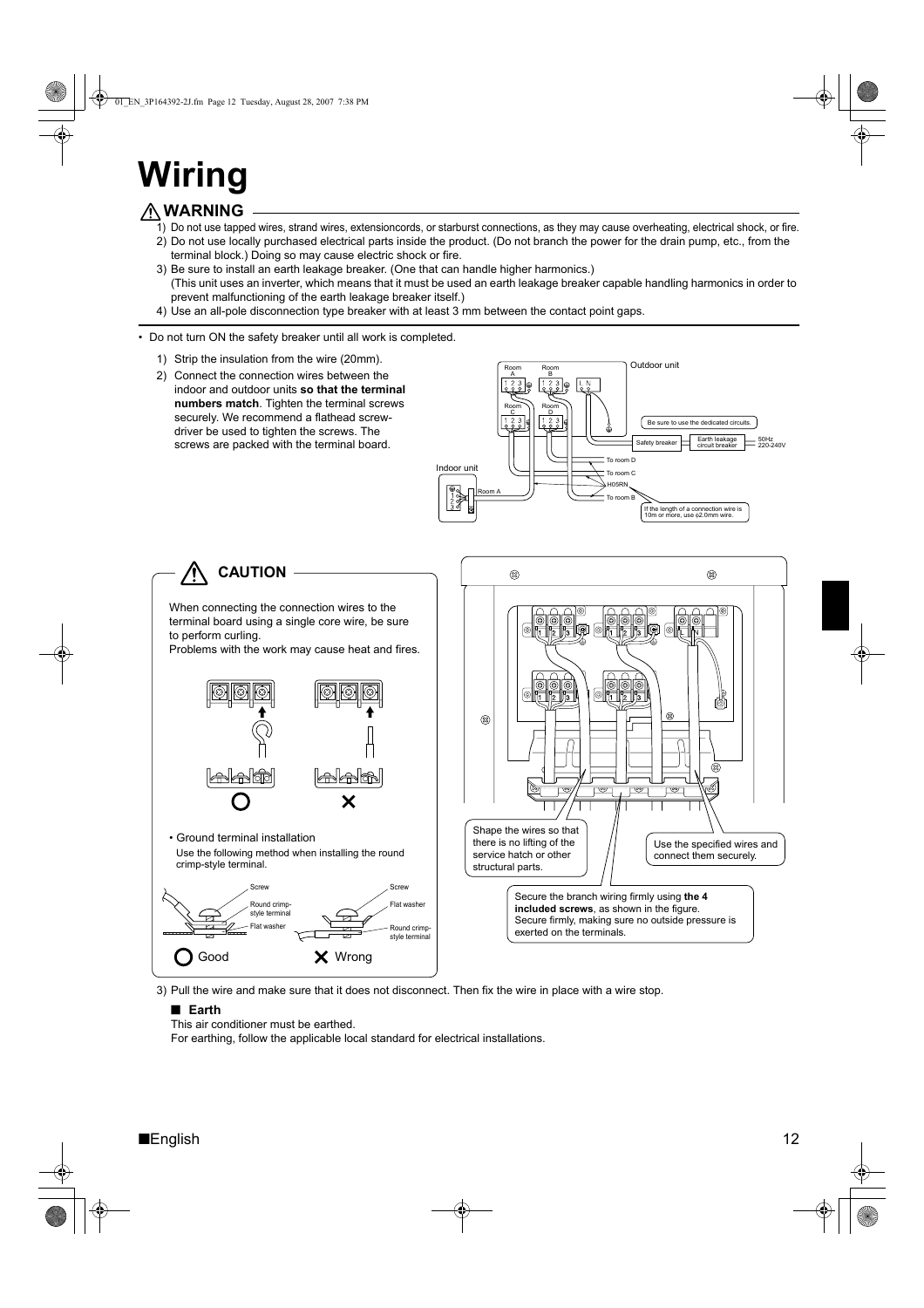# Wiring

## ⚠ WARNING

1) Do not use tapped wires, strand wires, extensioncords, or starburst connections, as they may cause overheating, electrical shock, or fire.
2) Do not use locally purchased electrical parts inside the product. (Do not branch the power for the drain pump, etc., from the terminal block.) Doing so may cause electric shock or fire.
3) Be sure to install an earth leakage breaker. (One that can handle higher harmonics.)
   (This unit uses an inverter, which means that it must be used an earth leakage breaker capable handling harmonics in order to prevent malfunctioning of the earth leakage breaker itself.)
4) Use an all-pole disconnection type breaker with at least 3 mm between the contact point gaps.

- Do not turn ON the safety breaker until all work is completed.

1) Strip the insulation from the wire (20mm).
2) Connect the connection wires between the indoor and outdoor units **so that the terminal numbers match**. Tighten the terminal screws securely. We recommend a flathead screw-driver be used to tighten the screws. The screws are packed with the terminal board.

Outdoor unit
Room A, Room B, Room C, Room D
Be sure to use the dedicated circuits.
Safety breaker — Earth leakage circuit breaker — 50Hz 220-240V
Indoor unit
To room D
To room C
H05RN
To room B
If the length of a connection wire is 10m or more, use φ2.0mm wire.

## ⚠ CAUTION

When connecting the connection wires to the terminal board using a single core wire, be sure to perform curling.
Problems with the work may cause heat and fires.

- Ground terminal installation
  Use the following method when installing the round crimp-style terminal.

Screw / Round crimp-style terminal / Flat washer — ○ Good
Screw / Flat washer / Round crimp-style terminal — ✕ Wrong

Shape the wires so that there is no lifting of the service hatch or other structural parts.

Use the specified wires and connect them securely.

Secure the branch wiring firmly using **the 4 included screws**, as shown in the figure.
Secure firmly, making sure no outside pressure is exerted on the terminals.

3) Pull the wire and make sure that it does not disconnect. Then fix the wire in place with a wire stop.

■ **Earth**

This air conditioner must be earthed.
For earthing, follow the applicable local standard for electrical installations.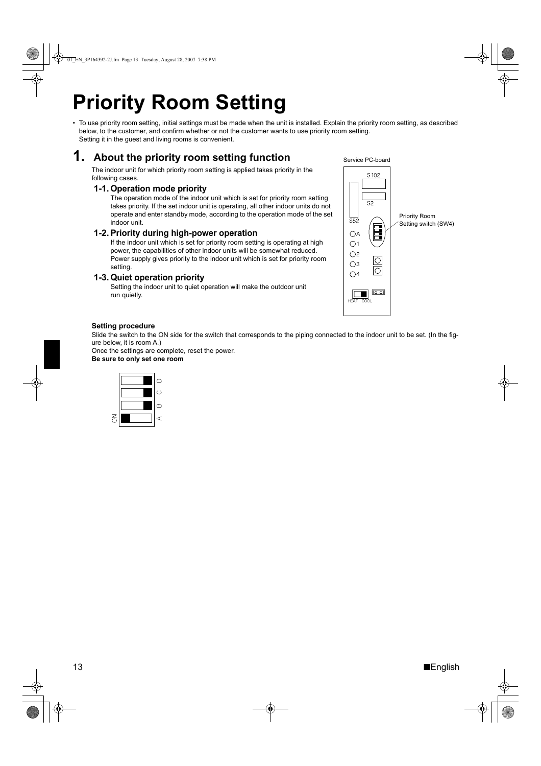# Priority Room Setting

- To use priority room setting, initial settings must be made when the unit is installed. Explain the priority room setting, as described below, to the customer, and confirm whether or not the customer wants to use priority room setting. Setting it in the guest and living rooms is convenient.

## 1. About the priority room setting function

The indoor unit for which priority room setting is applied takes priority in the following cases.

### 1-1. Operation mode priority

The operation mode of the indoor unit which is set for priority room setting takes priority. If the set indoor unit is operating, all other indoor units do not operate and enter standby mode, according to the operation mode of the set indoor unit.

### 1-2. Priority during high-power operation

If the indoor unit which is set for priority room setting is operating at high power, the capabilities of other indoor units will be somewhat reduced. Power supply gives priority to the indoor unit which is set for priority room setting.

### 1-3. Quiet operation priority

Setting the indoor unit to quiet operation will make the outdoor unit run quietly.

Service PC-board

S102

S2

S52

Priority Room Setting switch (SW4)

A

1

2

3

4

HEAT COOL

**Setting procedure**

Slide the switch to the ON side for the switch that corresponds to the piping connected to the indoor unit to be set. (In the figure below, it is room A.)

Once the settings are complete, reset the power.

**Be sure to only set one room**

ON

D

C

B

A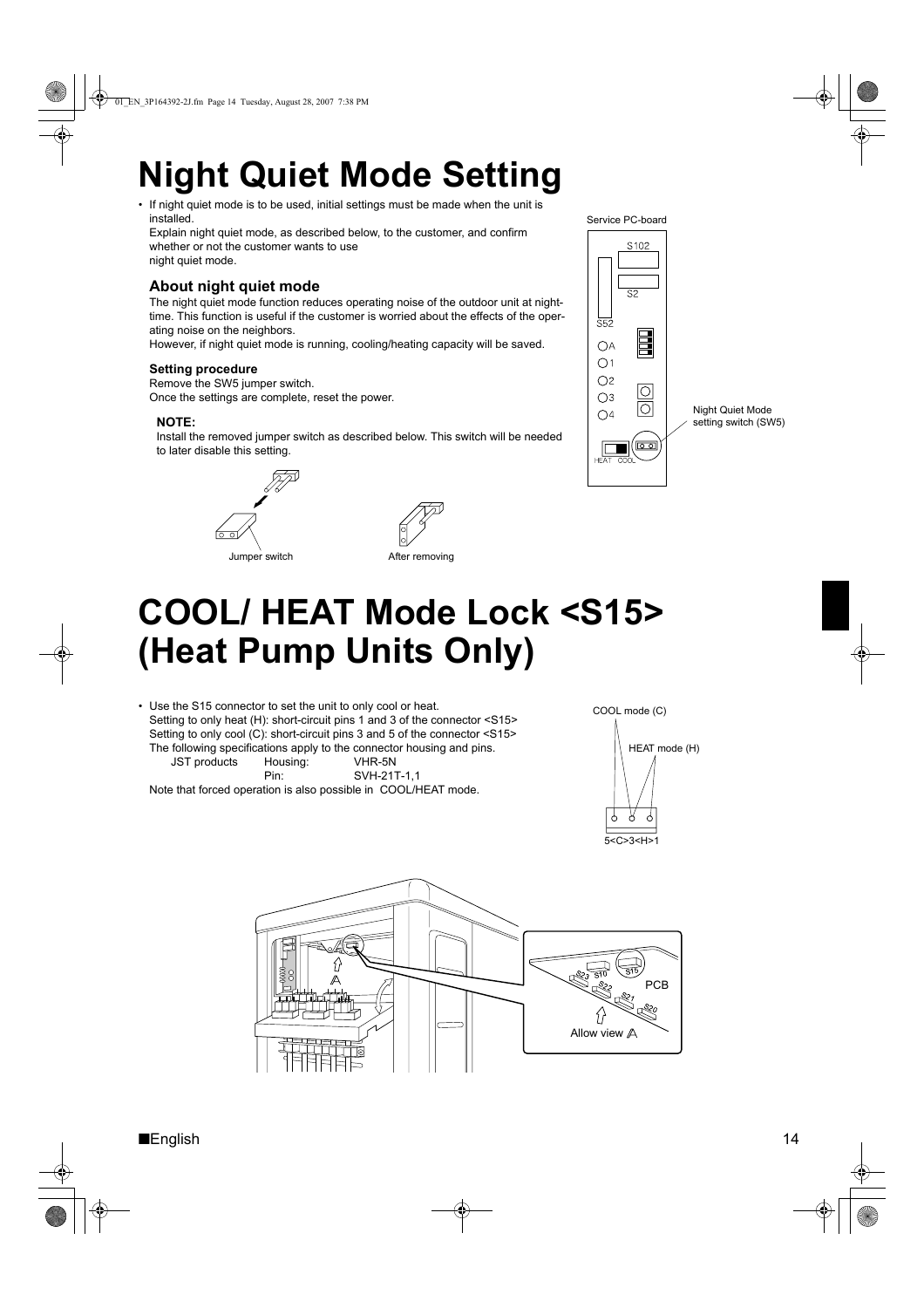# Night Quiet Mode Setting

- If night quiet mode is to be used, initial settings must be made when the unit is installed.
  Explain night quiet mode, as described below, to the customer, and confirm whether or not the customer wants to use night quiet mode.

### About night quiet mode

The night quiet mode function reduces operating noise of the outdoor unit at night-time. This function is useful if the customer is worried about the effects of the operating noise on the neighbors.
However, if night quiet mode is running, cooling/heating capacity will be saved.

**Setting procedure**

Remove the SW5 jumper switch.
Once the settings are complete, reset the power.

**NOTE:**

Install the removed jumper switch as described below. This switch will be needed to later disable this setting.

Jumper switch

After removing

Service PC-board

Night Quiet Mode setting switch (SW5)

# COOL/ HEAT Mode Lock <S15> (Heat Pump Units Only)

- Use the S15 connector to set the unit to only cool or heat.
  Setting to only heat (H): short-circuit pins 1 and 3 of the connector <S15>
  Setting to only cool (C): short-circuit pins 3 and 5 of the connector <S15>
  The following specifications apply to the connector housing and pins.

| JST products | Housing: | VHR-5N |
|---|---|---|
| | Pin: | SVH-21T-1,1 |

  Note that forced operation is also possible in COOL/HEAT mode.

COOL mode (C)

HEAT mode (H)

5<C>3<H>1

PCB

Allow view A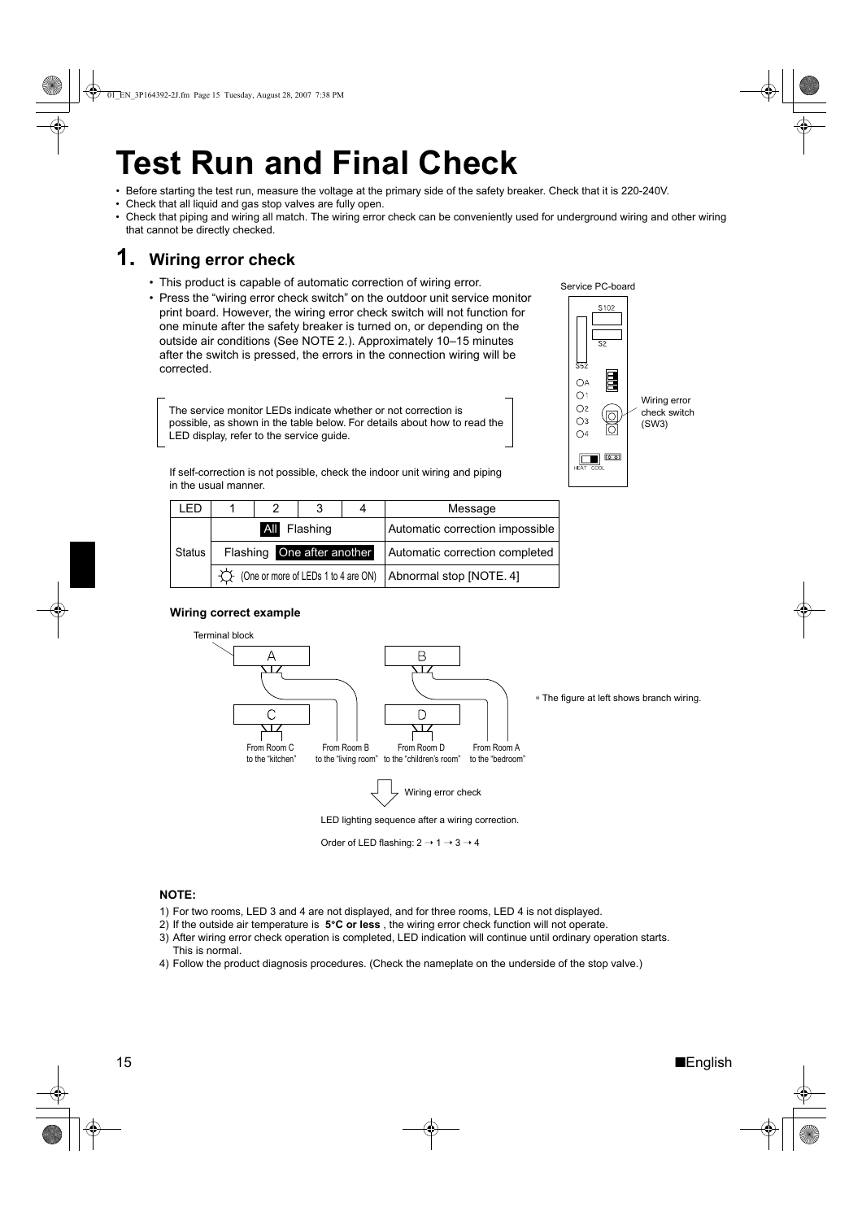# Test Run and Final Check

- Before starting the test run, measure the voltage at the primary side of the safety breaker. Check that it is 220-240V.
- Check that all liquid and gas stop valves are fully open.
- Check that piping and wiring all match. The wiring error check can be conveniently used for underground wiring and other wiring that cannot be directly checked.

## 1. Wiring error check

- This product is capable of automatic correction of wiring error.
- Press the "wiring error check switch" on the outdoor unit service monitor print board. However, the wiring error check switch will not function for one minute after the safety breaker is turned on, or depending on the outside air conditions (See NOTE 2.). Approximately 10–15 minutes after the switch is pressed, the errors in the connection wiring will be corrected.

Service PC-board

S102

S2

S52

A
1
2
3
4

Wiring error check switch (SW3)

HEAT COOL

> The service monitor LEDs indicate whether or not correction is possible, as shown in the table below. For details about how to read the LED display, refer to the service guide.

If self-correction is not possible, check the indoor unit wiring and piping in the usual manner.

| LED | 1 | 2 | 3 | 4 | Message |
|---|---|---|---|---|---|
| Status | All Flashing | | | | Automatic correction impossible |
| | Flashing One after another | | | | Automatic correction completed |
| | (One or more of LEDs 1 to 4 are ON) | | | | Abnormal stop [NOTE. 4] |

**Wiring correct example**

Terminal block

A B C D

From Room C to the "kitchen" | From Room B to the "living room" | From Room D to the "children's room" | From Room A to the "bedroom"

* The figure at left shows branch wiring.

Wiring error check

LED lighting sequence after a wiring correction.

Order of LED flashing: 2 → 1 → 3 → 4

**NOTE:**

1) For two rooms, LED 3 and 4 are not displayed, and for three rooms, LED 4 is not displayed.
2) If the outside air temperature is **5°C or less**, the wiring error check function will not operate.
3) After wiring error check operation is completed, LED indication will continue until ordinary operation starts. This is normal.
4) Follow the product diagnosis procedures. (Check the nameplate on the underside of the stop valve.)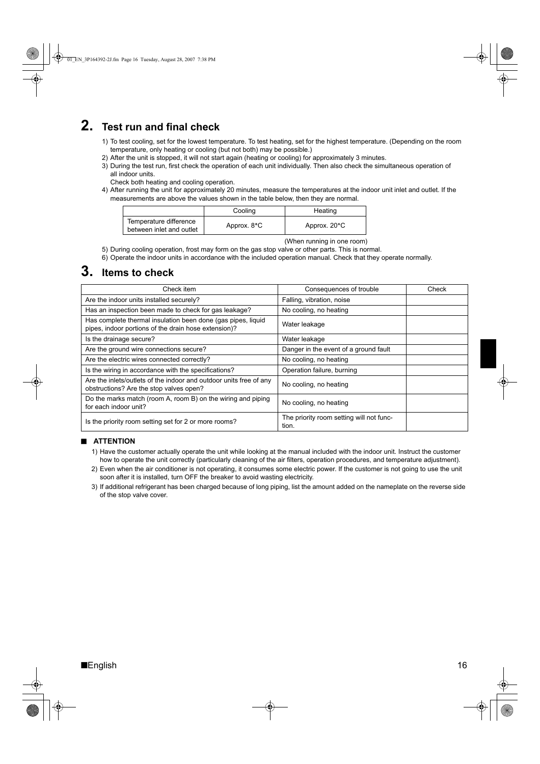## 2. Test run and final check

1) To test cooling, set for the lowest temperature. To test heating, set for the highest temperature. (Depending on the room temperature, only heating or cooling (but not both) may be possible.)
2) After the unit is stopped, it will not start again (heating or cooling) for approximately 3 minutes.
3) During the test run, first check the operation of each unit individually. Then also check the simultaneous operation of all indoor units.
   Check both heating and cooling operation.
4) After running the unit for approximately 20 minutes, measure the temperatures at the indoor unit inlet and outlet. If the measurements are above the values shown in the table below, then they are normal.

| | Cooling | Heating |
|---|---|---|
| Temperature difference between inlet and outlet | Approx. 8°C | Approx. 20°C |

(When running in one room)

5) During cooling operation, frost may form on the gas stop valve or other parts. This is normal.
6) Operate the indoor units in accordance with the included operation manual. Check that they operate normally.

## 3. Items to check

| Check item | Consequences of trouble | Check |
|---|---|---|
| Are the indoor units installed securely? | Falling, vibration, noise | |
| Has an inspection been made to check for gas leakage? | No cooling, no heating | |
| Has complete thermal insulation been done (gas pipes, liquid pipes, indoor portions of the drain hose extension)? | Water leakage | |
| Is the drainage secure? | Water leakage | |
| Are the ground wire connections secure? | Danger in the event of a ground fault | |
| Are the electric wires connected correctly? | No cooling, no heating | |
| Is the wiring in accordance with the specifications? | Operation failure, burning | |
| Are the inlets/outlets of the indoor and outdoor units free of any obstructions? Are the stop valves open? | No cooling, no heating | |
| Do the marks match (room A, room B) on the wiring and piping for each indoor unit? | No cooling, no heating | |
| Is the priority room setting set for 2 or more rooms? | The priority room setting will not function. | |

### ■ ATTENTION

1) Have the customer actually operate the unit while looking at the manual included with the indoor unit. Instruct the customer how to operate the unit correctly (particularly cleaning of the air filters, operation procedures, and temperature adjustment).
2) Even when the air conditioner is not operating, it consumes some electric power. If the customer is not going to use the unit soon after it is installed, turn OFF the breaker to avoid wasting electricity.
3) If additional refrigerant has been charged because of long piping, list the amount added on the nameplate on the reverse side of the stop valve cover.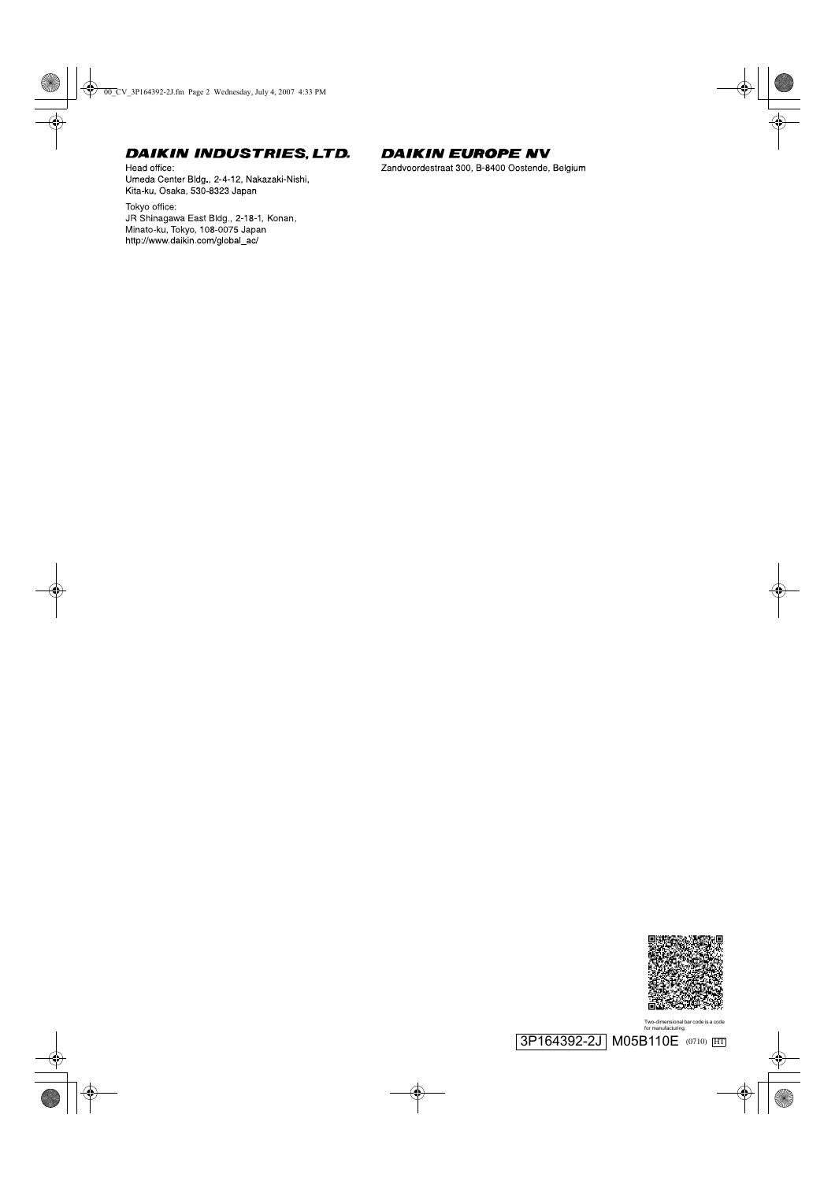**DAIKIN INDUSTRIES, LTD.**

Head office:
Umeda Center Bldg., 2-4-12, Nakazaki-Nishi,
Kita-ku, Osaka, 530-8323 Japan

Tokyo office:
JR Shinagawa East Bldg., 2-18-1, Konan,
Minato-ku, Tokyo, 108-0075 Japan
http://www.daikin.com/global_ac/

**DAIKIN EUROPE NV**

Zandvoordestraat 300, B-8400 Oostende, Belgium

Two-dimensional bar code is a code for manufacturing.

3P164392-2J M05B110E (0710) HT